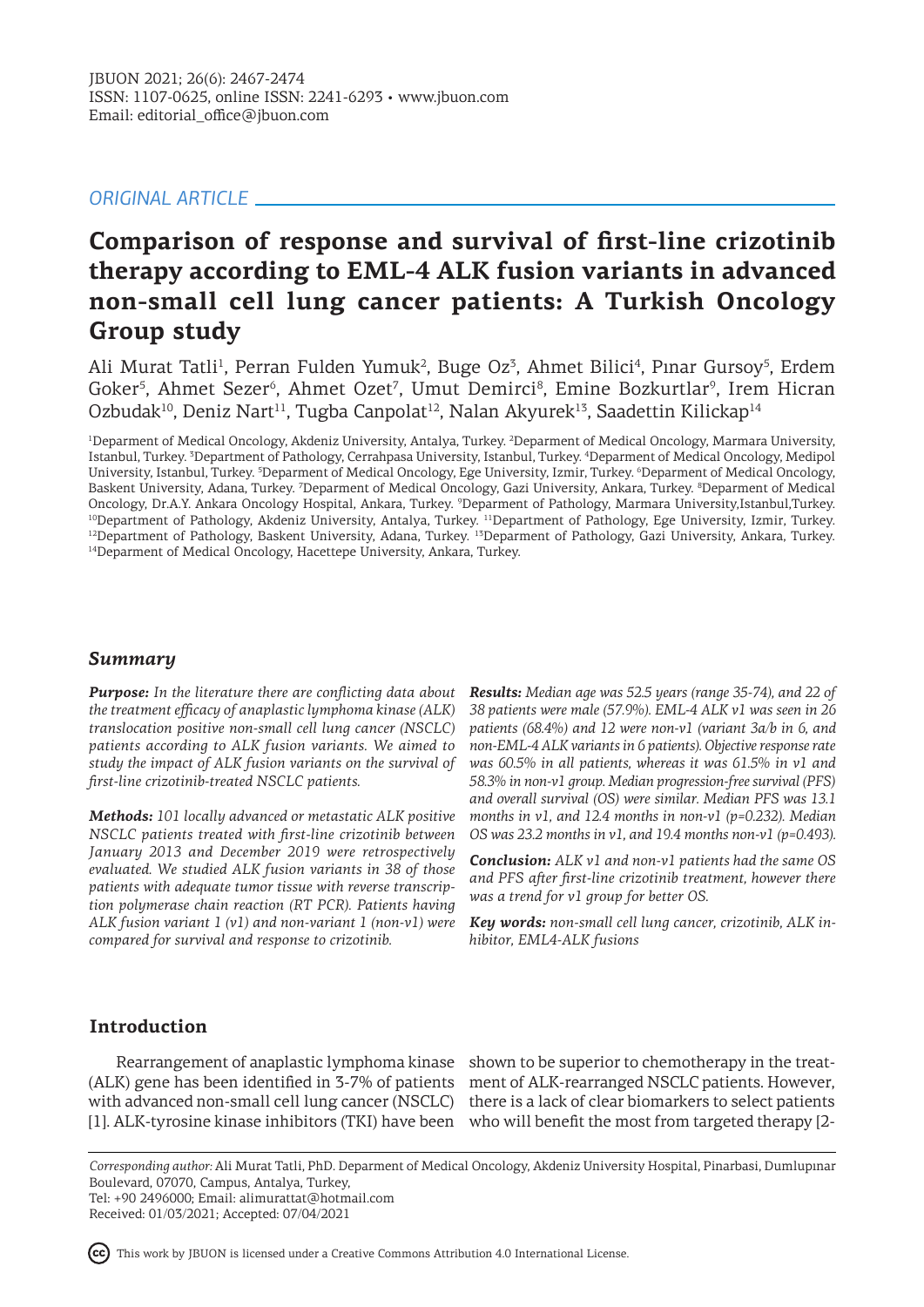*ORIGINAL ARTICLE*

# Comparison of response and survival of first-line crizotinib therapy according to EML-4 ALK fusion variants in advanced non-small cell lung cancer patients: A Turkish Oncology Group study

Ali Murat Tatli[1], Perran Fulden Yumuk[2], Buge Oz[3], Ahmet Bilici[4], Pınar Gursoy[5], Erdem Goker[5], Ahmet Sezer[6], Ahmet Ozet[7], Umut Demirci[8], Emine Bozkurtlar[9], Irem Hicran Ozbudak[10], Deniz Nart[11], Tugba Canpolat[12], Nalan Akyurek[13], Saadettin Kilickap[14]

[1]Deparment of Medical Oncology, Akdeniz University, Antalya, Turkey. [2]Deparment of Medical Oncology, Marmara University, Istanbul, Turkey. [3]Department of Pathology, Cerrahpasa University, Istanbul, Turkey. [4]Deparment of Medical Oncology, Medipol University, Istanbul, Turkey. [5]Deparment of Medical Oncology, Ege University, Izmir, Turkey. [6]Deparment of Medical Oncology, Baskent University, Adana, Turkey. [7]Deparment of Medical Oncology, Gazi University, Ankara, Turkey. [8]Deparment of Medical Oncology, Dr.A.Y. Ankara Oncology Hospital, Ankara, Turkey. [9]Deparment of Pathology, Marmara University,Istanbul,Turkey. [10]Department of Pathology, Akdeniz University, Antalya, Turkey. [11]Department of Pathology, Ege University, Izmir, Turkey. [12]Deparment of Pathology, Baskent University, Adana, Turkey. [13]Deparment of Pathology, Gazi University, Ankara, Turkey. [14]Deparment of Medical Oncology, Hacettepe University, Ankara, Turkey.

## *Summary*

***Purpose:*** *In the literature there are conflicting data about the treatment efficacy of anaplastic lymphoma kinase (ALK) translocation positive non-small cell lung cancer (NSCLC) patients according to ALK fusion variants. We aimed to study the impact of ALK fusion variants on the survival of first-line crizotinib-treated NSCLC patients.*

***Methods:*** *101 locally advanced or metastatic ALK positive NSCLC patients treated with first-line crizotinib between January 2013 and December 2019 were retrospectively evaluated. We studied ALK fusion variants in 38 of those patients with adequate tumor tissue with reverse transcription polymerase chain reaction (RT PCR). Patients having ALK fusion variant 1 (v1) and non-variant 1 (non-v1) were compared for survival and response to crizotinib.*

***Results:*** *Median age was 52.5 years (range 35-74), and 22 of 38 patients were male (57.9%). EML-4 ALK v1 was seen in 26 patients (68.4%) and 12 were non-v1 (variant 3a/b in 6, and non-EML-4 ALK variants in 6 patients). Objective response rate was 60.5% in all patients, whereas it was 61.5% in v1 and 58.3% in non-v1 group. Median progression-free survival (PFS) and overall survival (OS) were similar. Median PFS was 13.1 months in v1, and 12.4 months in non-v1 (p=0.232). Median OS was 23.2 months in v1, and 19.4 months non-v1 (p=0.493).*

***Conclusion:*** *ALK v1 and non-v1 patients had the same OS and PFS after first-line crizotinib treatment, however there was a trend for v1 group for better OS.*

***Key words:*** *non-small cell lung cancer, crizotinib, ALK inhibitor, EML4-ALK fusions*

## Introduction

Rearrangement of anaplastic lymphoma kinase (ALK) gene has been identified in 3-7% of patients with advanced non-small cell lung cancer (NSCLC) [1]. ALK-tyrosine kinase inhibitors (TKI) have been shown to be superior to chemotherapy in the treatment of ALK-rearranged NSCLC patients. However, there is a lack of clear biomarkers to select patients who will benefit the most from targeted therapy [2-

*Corresponding author:* Ali Murat Tatli, PhD. Deparment of Medical Oncology, Akdeniz University Hospital, Pinarbasi, Dumlupınar Boulevard, 07070, Campus, Antalya, Turkey,
Tel: +90 2496000; Email: alimurattat@hotmail.com
Received: 01/03/2021; Accepted: 07/04/2021

This work by JBUON is licensed under a Creative Commons Attribution 4.0 International License.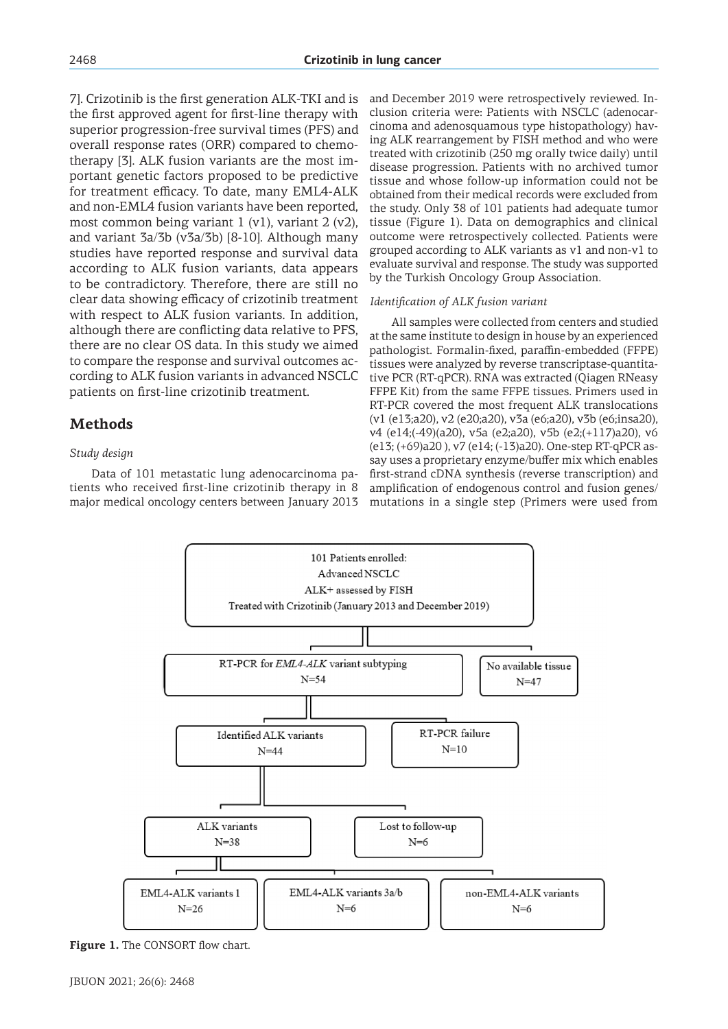7]. Crizotinib is the first generation ALK-TKI and is the first approved agent for first-line therapy with superior progression-free survival times (PFS) and overall response rates (ORR) compared to chemotherapy [3]. ALK fusion variants are the most important genetic factors proposed to be predictive for treatment efficacy. To date, many EML4-ALK and non-EML4 fusion variants have been reported, most common being variant 1 (v1), variant 2 (v2), and variant 3a/3b (v3a/3b) [8-10]. Although many studies have reported response and survival data according to ALK fusion variants, data appears to be contradictory. Therefore, there are still no clear data showing efficacy of crizotinib treatment with respect to ALK fusion variants. In addition, although there are conflicting data relative to PFS, there are no clear OS data. In this study we aimed to compare the response and survival outcomes according to ALK fusion variants in advanced NSCLC patients on first-line crizotinib treatment.

## Methods

### *Study design*

Data of 101 metastatic lung adenocarcinoma patients who received first-line crizotinib therapy in 8 major medical oncology centers between January 2013 and December 2019 were retrospectively reviewed. Inclusion criteria were: Patients with NSCLC (adenocarcinoma and adenosquamous type histopathology) having ALK rearrangement by FISH method and who were treated with crizotinib (250 mg orally twice daily) until disease progression. Patients with no archived tumor tissue and whose follow-up information could not be obtained from their medical records were excluded from the study. Only 38 of 101 patients had adequate tumor tissue (Figure 1). Data on demographics and clinical outcome were retrospectively collected. Patients were grouped according to ALK variants as v1 and non-v1 to evaluate survival and response. The study was supported by the Turkish Oncology Group Association.

### *Identification of ALK fusion variant*

All samples were collected from centers and studied at the same institute to design in house by an experienced pathologist. Formalin-fixed, paraffin-embedded (FFPE) tissues were analyzed by reverse transcriptase-quantitative PCR (RT-qPCR). RNA was extracted (Qiagen RNeasy FFPE Kit) from the same FFPE tissues. Primers used in RT-PCR covered the most frequent ALK translocations (v1 (e13;a20), v2 (e20;a20), v3a (e6;a20), v3b (e6;insa20), v4 (e14;(-49)(a20), v5a (e2;a20), v5b (e2;(+117)a20), v6 (e13; (+69)a20 ), v7 (e14; (-13)a20). One-step RT-qPCR assay uses a proprietary enzyme/buffer mix which enables first-strand cDNA synthesis (reverse transcription) and amplification of endogenous control and fusion genes/ mutations in a single step (Primers were used from

101 Patients enrolled:
Advanced NSCLC
ALK+ assessed by FISH
Treated with Crizotinib (January 2013 and December 2019)

RT-PCR for *EML4-ALK* variant subtyping N=54 | No available tissue N=47

Identified ALK variants N=44 | RT-PCR failure N=10

ALK variants N=38 | Lost to follow-up N=6

EML4-ALK variants 1 N=26 | EML4-ALK variants 3a/b N=6 | non-EML4-ALK variants N=6

**Figure 1.** The CONSORT flow chart.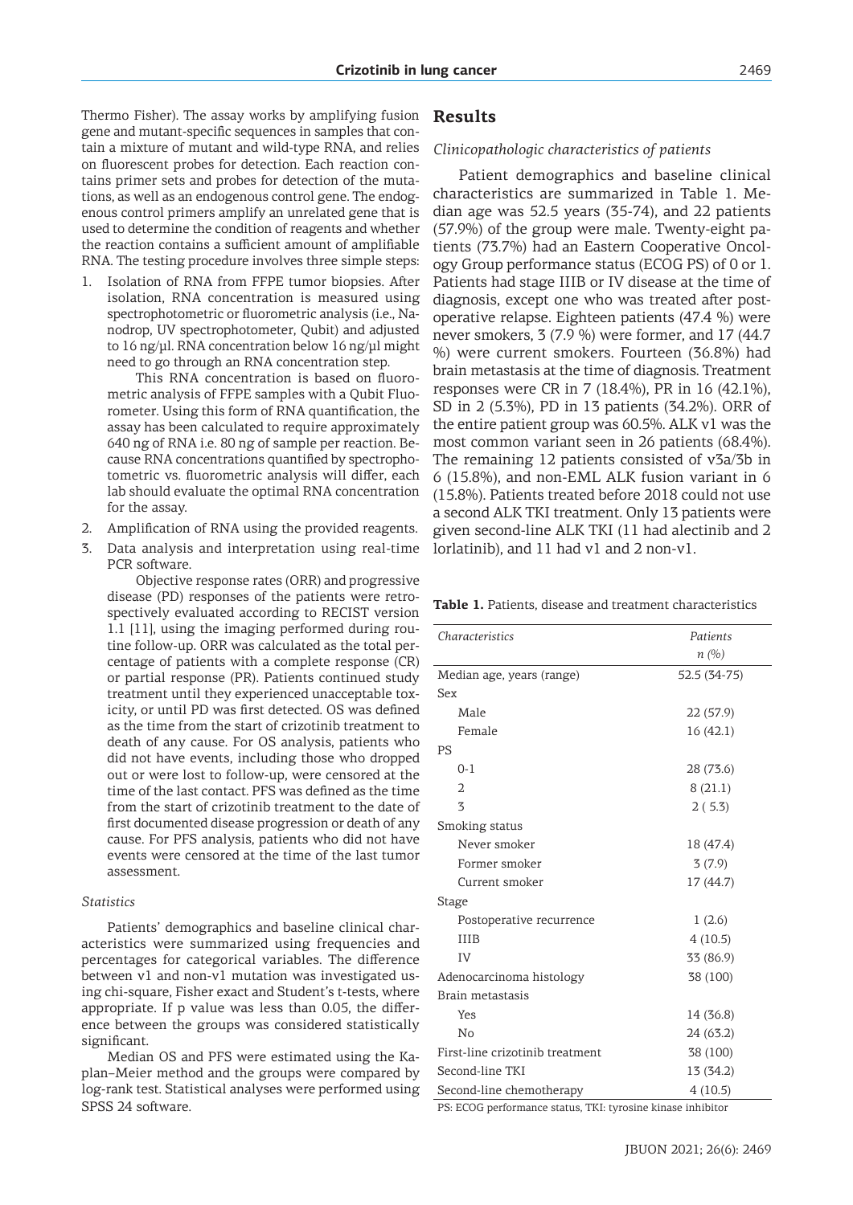Thermo Fisher). The assay works by amplifying fusion gene and mutant-specific sequences in samples that contain a mixture of mutant and wild-type RNA, and relies on fluorescent probes for detection. Each reaction contains primer sets and probes for detection of the mutations, as well as an endogenous control gene. The endogenous control primers amplify an unrelated gene that is used to determine the condition of reagents and whether the reaction contains a sufficient amount of amplifiable RNA. The testing procedure involves three simple steps:

1. Isolation of RNA from FFPE tumor biopsies. After isolation, RNA concentration is measured using spectrophotometric or fluorometric analysis (i.e., Nanodrop, UV spectrophotometer, Qubit) and adjusted to 16 ng/µl. RNA concentration below 16 ng/µl might need to go through an RNA concentration step.

   This RNA concentration is based on fluorometric analysis of FFPE samples with a Qubit Fluorometer. Using this form of RNA quantification, the assay has been calculated to require approximately 640 ng of RNA i.e. 80 ng of sample per reaction. Because RNA concentrations quantified by spectrophotometric vs. fluorometric analysis will differ, each lab should evaluate the optimal RNA concentration for the assay.
2. Amplification of RNA using the provided reagents.
3. Data analysis and interpretation using real-time PCR software.

   Objective response rates (ORR) and progressive disease (PD) responses of the patients were retrospectively evaluated according to RECIST version 1.1 [11], using the imaging performed during routine follow-up. ORR was calculated as the total percentage of patients with a complete response (CR) or partial response (PR). Patients continued study treatment until they experienced unacceptable toxicity, or until PD was first detected. OS was defined as the time from the start of crizotinib treatment to death of any cause. For OS analysis, patients who did not have events, including those who dropped out or were lost to follow-up, were censored at the time of the last contact. PFS was defined as the time from the start of crizotinib treatment to the date of first documented disease progression or death of any cause. For PFS analysis, patients who did not have events were censored at the time of the last tumor assessment.

*Statistics*

Patients' demographics and baseline clinical characteristics were summarized using frequencies and percentages for categorical variables. The difference between v1 and non-v1 mutation was investigated using chi-square, Fisher exact and Student's t-tests, where appropriate. If p value was less than 0.05, the difference between the groups was considered statistically significant.

Median OS and PFS were estimated using the Kaplan–Meier method and the groups were compared by log-rank test. Statistical analyses were performed using SPSS 24 software.

## Results

*Clinicopathologic characteristics of patients*

Patient demographics and baseline clinical characteristics are summarized in Table 1. Median age was 52.5 years (35-74), and 22 patients (57.9%) of the group were male. Twenty-eight patients (73.7%) had an Eastern Cooperative Oncology Group performance status (ECOG PS) of 0 or 1. Patients had stage IIIB or IV disease at the time of diagnosis, except one who was treated after postoperative relapse. Eighteen patients (47.4 %) were never smokers, 3 (7.9 %) were former, and 17 (44.7 %) were current smokers. Fourteen (36.8%) had brain metastasis at the time of diagnosis. Treatment responses were CR in 7 (18.4%), PR in 16 (42.1%), SD in 2 (5.3%), PD in 13 patients (34.2%). ORR of the entire patient group was 60.5%. ALK v1 was the most common variant seen in 26 patients (68.4%). The remaining 12 patients consisted of v3a/3b in 6 (15.8%), and non-EML ALK fusion variant in 6 (15.8%). Patients treated before 2018 could not use a second ALK TKI treatment. Only 13 patients were given second-line ALK TKI (11 had alectinib and 2 lorlatinib), and 11 had v1 and 2 non-v1.

**Table 1.** Patients, disease and treatment characteristics

| *Characteristics* | *Patients n (%)* |
|---|---|
| Median age, years (range) | 52.5 (34-75) |
| Sex | |
| Male | 22 (57.9) |
| Female | 16 (42.1) |
| PS | |
| 0-1 | 28 (73.6) |
| 2 | 8 (21.1) |
| 3 | 2 ( 5.3) |
| Smoking status | |
| Never smoker | 18 (47.4) |
| Former smoker | 3 (7.9) |
| Current smoker | 17 (44.7) |
| Stage | |
| Postoperative recurrence | 1 (2.6) |
| IIIB | 4 (10.5) |
| IV | 33 (86.9) |
| Adenocarcinoma histology | 38 (100) |
| Brain metastasis | |
| Yes | 14 (36.8) |
| No | 24 (63.2) |
| First-line crizotinib treatment | 38 (100) |
| Second-line TKI | 13 (34.2) |
| Second-line chemotherapy | 4 (10.5) |

PS: ECOG performance status, TKI: tyrosine kinase inhibitor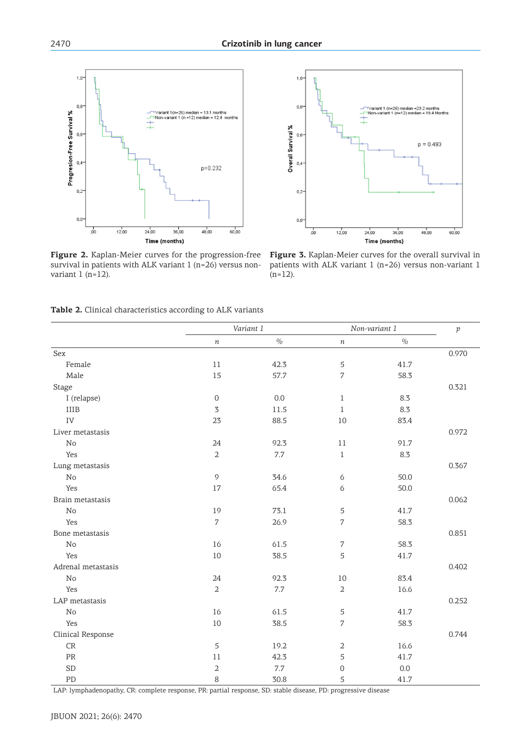**Figure 2.** Kaplan-Meier curves for the progression-free survival in patients with ALK variant 1 (n=26) versus non-variant 1 (n=12).

**Figure 3.** Kaplan-Meier curves for the overall survival in patients with ALK variant 1 (n=26) versus non-variant 1 (n=12).

**Table 2.** Clinical characteristics according to ALK variants

| | *Variant 1* | | *Non-variant 1* | | *p* |
|---|---|---|---|---|---|
| | *n* | % | *n* | % | |
| Sex | | | | | 0.970 |
| Female | 11 | 42.3 | 5 | 41.7 | |
| Male | 15 | 57.7 | 7 | 58.3 | |
| Stage | | | | | 0.321 |
| I (relapse) | 0 | 0.0 | 1 | 8.3 | |
| IIIB | 3 | 11.5 | 1 | 8.3 | |
| IV | 23 | 88.5 | 10 | 83.4 | |
| Liver metastasis | | | | | 0.972 |
| No | 24 | 92.3 | 11 | 91.7 | |
| Yes | 2 | 7.7 | 1 | 8.3 | |
| Lung metastasis | | | | | 0.367 |
| No | 9 | 34.6 | 6 | 50.0 | |
| Yes | 17 | 65.4 | 6 | 50.0 | |
| Brain metastasis | | | | | 0.062 |
| No | 19 | 73.1 | 5 | 41.7 | |
| Yes | 7 | 26.9 | 7 | 58.3 | |
| Bone metastasis | | | | | 0.851 |
| No | 16 | 61.5 | 7 | 58.3 | |
| Yes | 10 | 38.5 | 5 | 41.7 | |
| Adrenal metastasis | | | | | 0.402 |
| No | 24 | 92.3 | 10 | 83.4 | |
| Yes | 2 | 7.7 | 2 | 16.6 | |
| LAP metastasis | | | | | 0.252 |
| No | 16 | 61.5 | 5 | 41.7 | |
| Yes | 10 | 38.5 | 7 | 58.3 | |
| Clinical Response | | | | | 0.744 |
| CR | 5 | 19.2 | 2 | 16.6 | |
| PR | 11 | 42.3 | 5 | 41.7 | |
| SD | 2 | 7.7 | 0 | 0.0 | |
| PD | 8 | 30.8 | 5 | 41.7 | |

LAP: lymphadenopathy, CR: complete response, PR: partial response, SD: stable disease, PD: progressive disease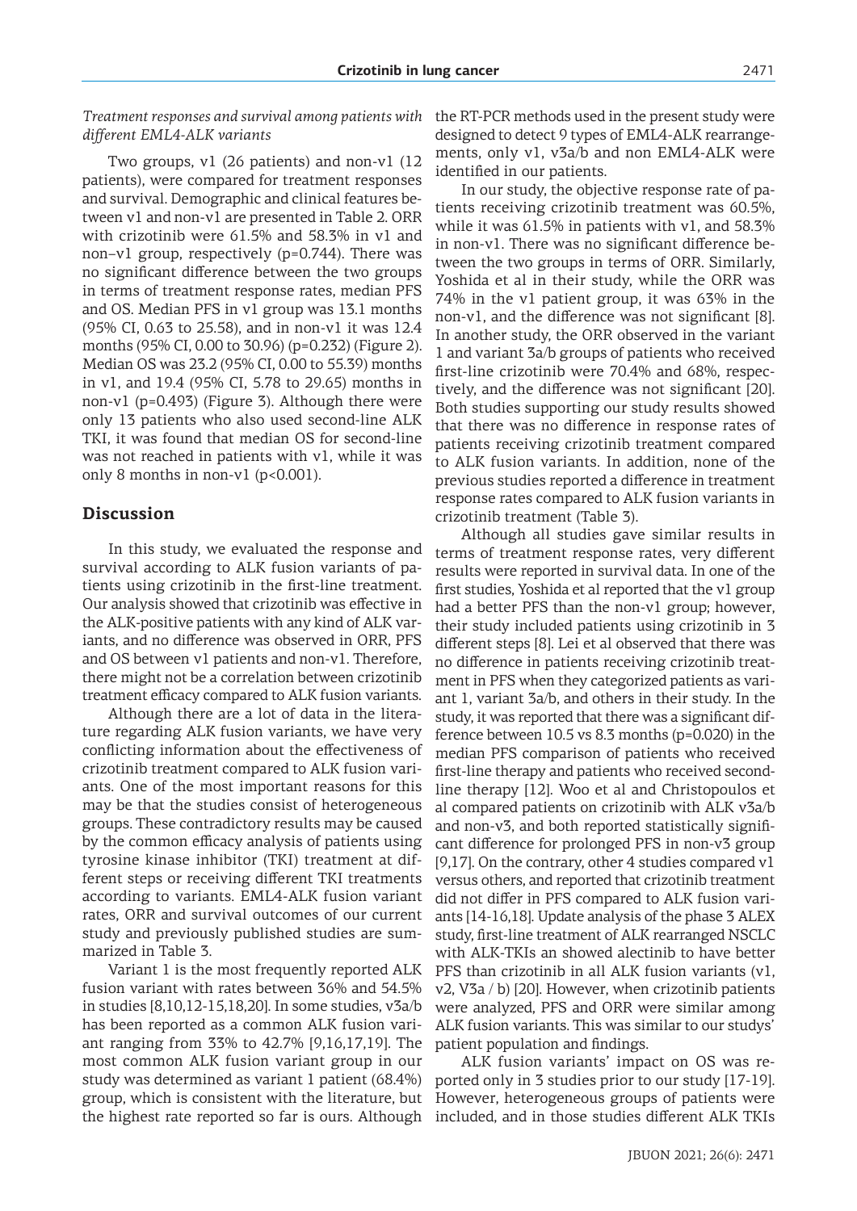*Treatment responses and survival among patients with different EML4-ALK variants*

Two groups, v1 (26 patients) and non-v1 (12 patients), were compared for treatment responses and survival. Demographic and clinical features between v1 and non-v1 are presented in Table 2. ORR with crizotinib were 61.5% and 58.3% in v1 and non–v1 group, respectively (p=0.744). There was no significant difference between the two groups in terms of treatment response rates, median PFS and OS. Median PFS in v1 group was 13.1 months (95% CI, 0.63 to 25.58), and in non-v1 it was 12.4 months (95% CI, 0.00 to 30.96) (p=0.232) (Figure 2). Median OS was 23.2 (95% CI, 0.00 to 55.39) months in v1, and 19.4 (95% CI, 5.78 to 29.65) months in non-v1 (p=0.493) (Figure 3). Although there were only 13 patients who also used second-line ALK TKI, it was found that median OS for second-line was not reached in patients with v1, while it was only 8 months in non-v1 (p<0.001).

## Discussion

In this study, we evaluated the response and survival according to ALK fusion variants of patients using crizotinib in the first-line treatment. Our analysis showed that crizotinib was effective in the ALK-positive patients with any kind of ALK variants, and no difference was observed in ORR, PFS and OS between v1 patients and non-v1. Therefore, there might not be a correlation between crizotinib treatment efficacy compared to ALK fusion variants.

Although there are a lot of data in the literature regarding ALK fusion variants, we have very conflicting information about the effectiveness of crizotinib treatment compared to ALK fusion variants. One of the most important reasons for this may be that the studies consist of heterogeneous groups. These contradictory results may be caused by the common efficacy analysis of patients using tyrosine kinase inhibitor (TKI) treatment at different steps or receiving different TKI treatments according to variants. EML4-ALK fusion variant rates, ORR and survival outcomes of our current study and previously published studies are summarized in Table 3.

Variant 1 is the most frequently reported ALK fusion variant with rates between 36% and 54.5% in studies [8,10,12-15,18,20]. In some studies, v3a/b has been reported as a common ALK fusion variant ranging from 33% to 42.7% [9,16,17,19]. The most common ALK fusion variant group in our study was determined as variant 1 patient (68.4%) group, which is consistent with the literature, but the highest rate reported so far is ours. Although the RT-PCR methods used in the present study were designed to detect 9 types of EML4-ALK rearrangements, only v1, v3a/b and non EML4-ALK were identified in our patients.

In our study, the objective response rate of patients receiving crizotinib treatment was 60.5%, while it was 61.5% in patients with v1, and 58.3% in non-v1. There was no significant difference between the two groups in terms of ORR. Similarly, Yoshida et al in their study, while the ORR was 74% in the v1 patient group, it was 63% in the non-v1, and the difference was not significant [8]. In another study, the ORR observed in the variant 1 and variant 3a/b groups of patients who received first-line crizotinib were 70.4% and 68%, respectively, and the difference was not significant [20]. Both studies supporting our study results showed that there was no difference in response rates of patients receiving crizotinib treatment compared to ALK fusion variants. In addition, none of the previous studies reported a difference in treatment response rates compared to ALK fusion variants in crizotinib treatment (Table 3).

Although all studies gave similar results in terms of treatment response rates, very different results were reported in survival data. In one of the first studies, Yoshida et al reported that the v1 group had a better PFS than the non-v1 group; however, their study included patients using crizotinib in 3 different steps [8]. Lei et al observed that there was no difference in patients receiving crizotinib treatment in PFS when they categorized patients as variant 1, variant 3a/b, and others in their study. In the study, it was reported that there was a significant difference between 10.5 vs 8.3 months (p=0.020) in the median PFS comparison of patients who received first-line therapy and patients who received second-line therapy [12]. Woo et al and Christopoulos et al compared patients on crizotinib with ALK v3a/b and non-v3, and both reported statistically significant difference for prolonged PFS in non-v3 group [9,17]. On the contrary, other 4 studies compared v1 versus others, and reported that crizotinib treatment did not differ in PFS compared to ALK fusion variants [14-16,18]. Update analysis of the phase 3 ALEX study, first-line treatment of ALK rearranged NSCLC with ALK-TKIs an showed alectinib to have better PFS than crizotinib in all ALK fusion variants (v1, v2, V3a / b) [20]. However, when crizotinib patients were analyzed, PFS and ORR were similar among ALK fusion variants. This was similar to our studys' patient population and findings.

ALK fusion variants' impact on OS was reported only in 3 studies prior to our study [17-19]. However, heterogeneous groups of patients were included, and in those studies different ALK TKIs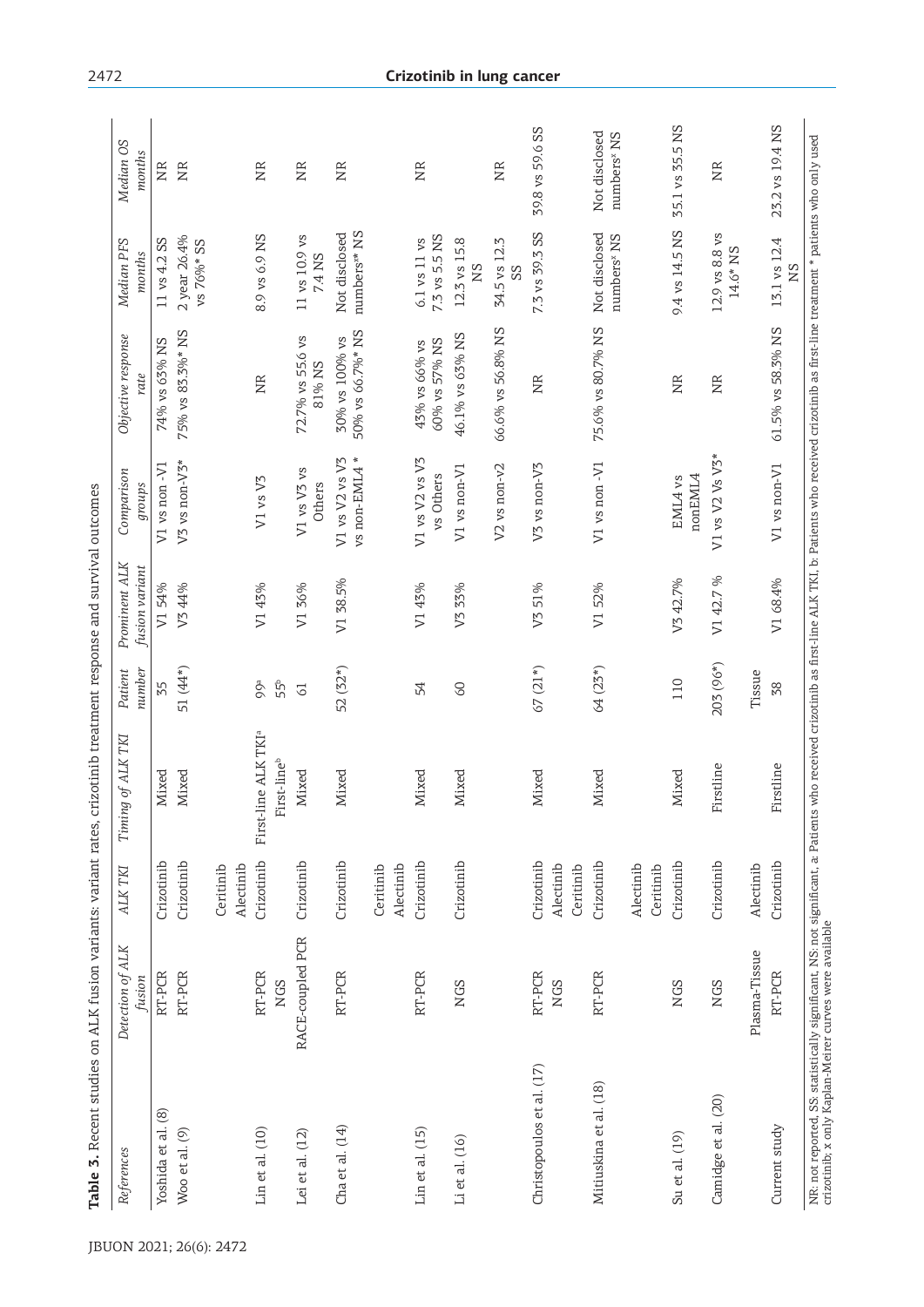**Table 3.** Recent studies on ALK fusion variants: variant rates, crizotinib treatment response and survival outcomes

| References | Detection of ALK fusion | ALK TKI | Timing of ALK TKI | Patient number | Prominent ALK fusion variant | Comparison groups | Objective response rate | Median PFS months | Median OS months |
|---|---|---|---|---|---|---|---|---|---|
| Yoshida et al. (8) | RT-PCR | Crizotinib | Mixed | 35 | V1 54% | V1 vs non -V1 | 74% vs 63% NS | 11 vs 4.2 SS | NR |
| Woo et al. (9) | RT-PCR | Crizotinib Ceritinib Alectinib | Mixed | 51 (44*) | V3 44% | V3 vs non-V3* | 75% vs 83.3%* NS | 2 year 26.4% vs 76%* SS | NR |
| Lin et al. (10) | RT-PCR NGS | Crizotinib | First-line ALK TKI[a] First-line[b] | 99[a] 55[b] | V1 43% | V1 vs V3 | NR | 8.9 vs 6.9 NS | NR |
| Lei et al. (12) | RACE-coupled PCR | Crizotinib | Mixed | 61 | V1 36% | V1 vs V3 vs Others | 72.7% vs 55.6 vs 81% NS | 11 vs 10.9 vs 7.4 NS | NR |
| Cha et al. (14) | RT-PCR | Crizotinib Ceritinib Alectinib | Mixed | 52 (32*) | V1 38.5% | V1 vs V2 vs V3 vs non-EML4 * | 30% vs 100% vs 50% vs 66.7%* NS | Not disclosed numbers** NS | NR |
| Lin et al. (15) | RT-PCR | Crizotinib | Mixed | 54 | V1 43% | V1 vs V2 vs V3 vs Others | 43% vs 66% vs 60% vs 57% NS | 6.1 vs 11 vs 7.3 vs 5.5 NS | NR |
| Li et al. (16) | NGS | Crizotinib | Mixed | 60 | V3 33% | V1 vs non-V1 | 46.1% vs 63% NS | 12.3 vs 15.8 NS | |
| | | | | | | V2 vs non-v2 | 66.6% vs 56.8% NS | 34.5 vs 12.3 SS | NR |
| Christopoulos et al. (17) | RT-PCR NGS | Crizotinib Alectinib Ceritinib | Mixed | 67 (21*) | V3 51% | V3 vs non-V3 | NR | 7.3 vs 39.3 SS | 39.8 vs 59.6 SS |
| Mitiuskina et al. (18) | RT-PCR | Crizotinib Alectinib Ceritinib | Mixed | 64 (23*) | V1 52% | V1 vs non -V1 | 75.6% vs 80.7% NS | Not disclosed numbers[x] NS | Not disclosed numbers[x] NS |
| Su et al. (19) | NGS | Crizotinib | Mixed | 110 | V3 42.7% | EML4 vs nonEML4 | NR | 9.4 vs 14.5 NS | 35.1 vs 35.5 NS |
| Camidge et al. (20) | NGS Plasma-Tissue | Crizotinib Alectinib | Firstline | 203 (96*) Tissue | V1 42.7 % | V1 vs V2 Vs V3* | NR | 12.9 vs 8.8 vs 14.6* NS | NR |
| Current study | RT-PCR | Crizotinib | Firstline | 38 | V1 68.4% | V1 vs non-V1 | 61.5% vs 58.3% NS | 13.1 vs 12.4 NS | 23.2 vs 19.4 NS |

NR: not reported, SS: statistically significant, NS: not significant, a: Patients who received crizotinib as first-line ALK TKI, b: Patients who received crizotinib as first-line treatment * patients who only used crizotinib, x only Kaplan-Meirer curves were available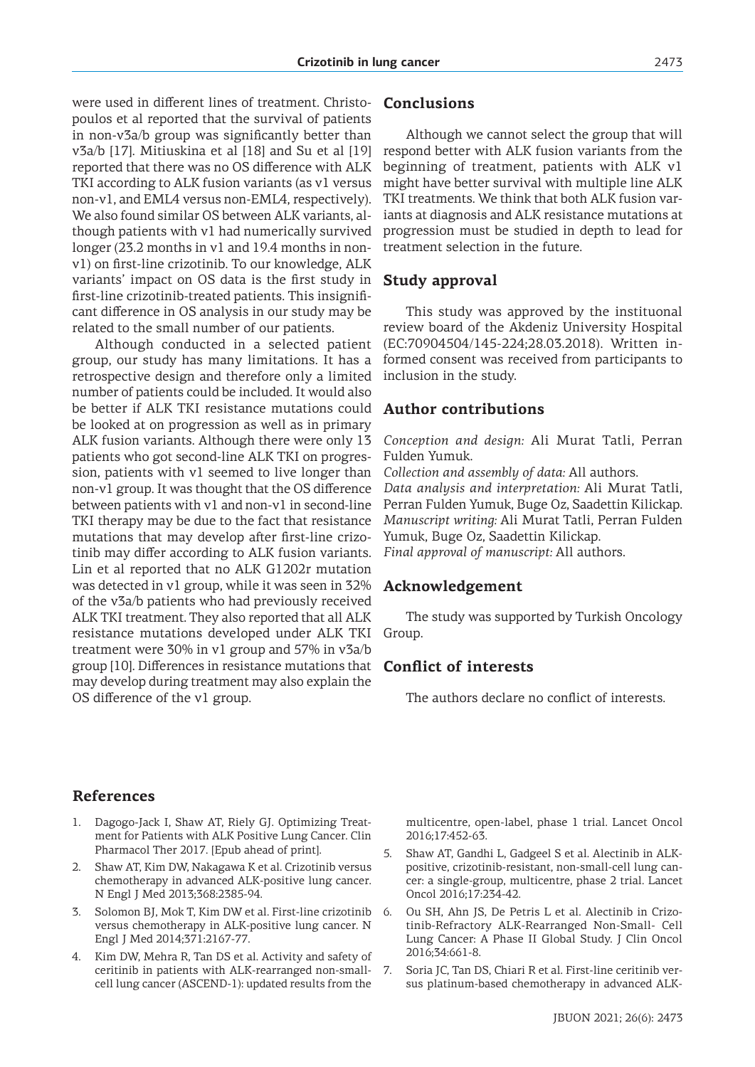were used in different lines of treatment. Christopoulos et al reported that the survival of patients in non-v3a/b group was significantly better than v3a/b [17]. Mitiuskina et al [18] and Su et al [19] reported that there was no OS difference with ALK TKI according to ALK fusion variants (as v1 versus non-v1, and EML4 versus non-EML4, respectively). We also found similar OS between ALK variants, although patients with v1 had numerically survived longer (23.2 months in v1 and 19.4 months in non-v1) on first-line crizotinib. To our knowledge, ALK variants' impact on OS data is the first study in first-line crizotinib-treated patients. This insignificant difference in OS analysis in our study may be related to the small number of our patients.

Although conducted in a selected patient group, our study has many limitations. It has a retrospective design and therefore only a limited number of patients could be included. It would also be better if ALK TKI resistance mutations could be looked at on progression as well as in primary ALK fusion variants. Although there were only 13 patients who got second-line ALK TKI on progression, patients with v1 seemed to live longer than non-v1 group. It was thought that the OS difference between patients with v1 and non-v1 in second-line TKI therapy may be due to the fact that resistance mutations that may develop after first-line crizotinib may differ according to ALK fusion variants. Lin et al reported that no ALK G1202r mutation was detected in v1 group, while it was seen in 32% of the v3a/b patients who had previously received ALK TKI treatment. They also reported that all ALK resistance mutations developed under ALK TKI treatment were 30% in v1 group and 57% in v3a/b group [10]. Differences in resistance mutations that may develop during treatment may also explain the OS difference of the v1 group.

## Conclusions

Although we cannot select the group that will respond better with ALK fusion variants from the beginning of treatment, patients with ALK v1 might have better survival with multiple line ALK TKI treatments. We think that both ALK fusion variants at diagnosis and ALK resistance mutations at progression must be studied in depth to lead for treatment selection in the future.

## Study approval

This study was approved by the instituonal review board of the Akdeniz University Hospital (EC:70904504/145-224;28.03.2018). Written informed consent was received from participants to inclusion in the study.

## Author contributions

*Conception and design:* Ali Murat Tatli, Perran Fulden Yumuk.
*Collection and assembly of data:* All authors.
*Data analysis and interpretation:* Ali Murat Tatli, Perran Fulden Yumuk, Buge Oz, Saadettin Kilickap.
*Manuscript writing:* Ali Murat Tatli, Perran Fulden Yumuk, Buge Oz, Saadettin Kilickap.
*Final approval of manuscript:* All authors.

## Acknowledgement

The study was supported by Turkish Oncology Group.

## Conflict of interests

The authors declare no conflict of interests.

## References

1. Dagogo-Jack I, Shaw AT, Riely GJ. Optimizing Treatment for Patients with ALK Positive Lung Cancer. Clin Pharmacol Ther 2017. [Epub ahead of print].
2. Shaw AT, Kim DW, Nakagawa K et al. Crizotinib versus chemotherapy in advanced ALK-positive lung cancer. N Engl J Med 2013;368:2385-94.
3. Solomon BJ, Mok T, Kim DW et al. First-line crizotinib versus chemotherapy in ALK-positive lung cancer. N Engl J Med 2014;371:2167-77.
4. Kim DW, Mehra R, Tan DS et al. Activity and safety of ceritinib in patients with ALK-rearranged non-small-cell lung cancer (ASCEND-1): updated results from the multicentre, open-label, phase 1 trial. Lancet Oncol 2016;17:452-63.
5. Shaw AT, Gandhi L, Gadgeel S et al. Alectinib in ALK-positive, crizotinib-resistant, non-small-cell lung cancer: a single-group, multicentre, phase 2 trial. Lancet Oncol 2016;17:234-42.
6. Ou SH, Ahn JS, De Petris L et al. Alectinib in Crizotinib-Refractory ALK-Rearranged Non-Small- Cell Lung Cancer: A Phase II Global Study. J Clin Oncol 2016;34:661-8.
7. Soria JC, Tan DS, Chiari R et al. First-line ceritinib versus platinum-based chemotherapy in advanced ALK-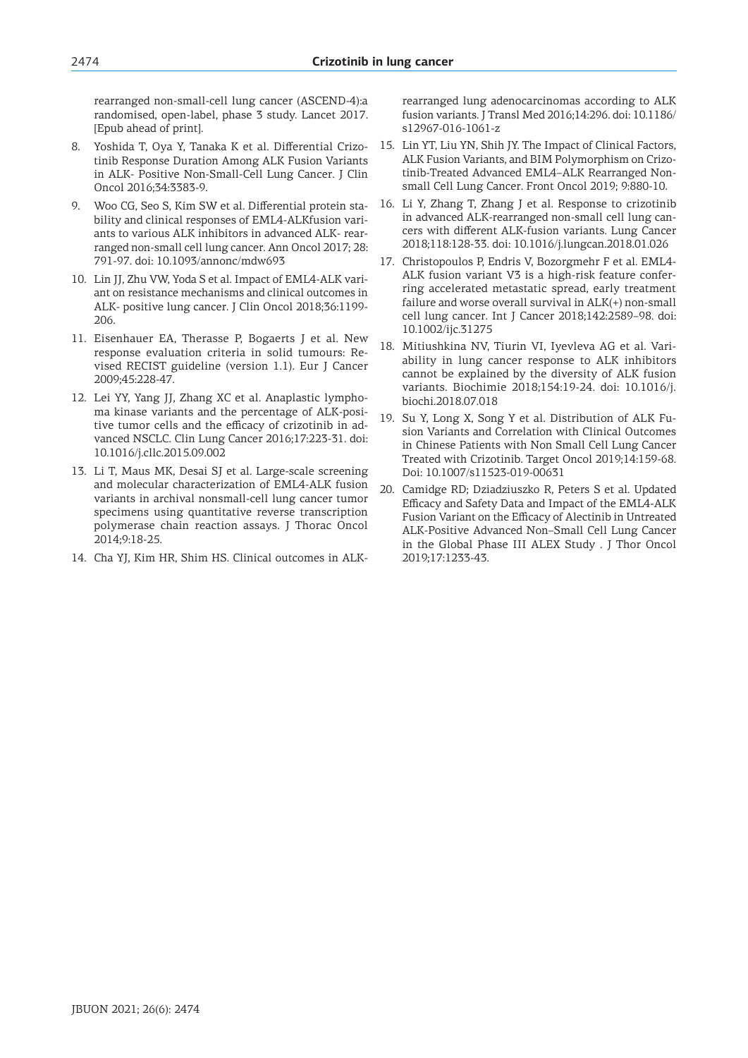rearranged non-small-cell lung cancer (ASCEND-4):a randomised, open-label, phase 3 study. Lancet 2017. [Epub ahead of print].

8. Yoshida T, Oya Y, Tanaka K et al. Differential Crizotinib Response Duration Among ALK Fusion Variants in ALK- Positive Non-Small-Cell Lung Cancer. J Clin Oncol 2016;34:3383-9.
9. Woo CG, Seo S, Kim SW et al. Differential protein stability and clinical responses of EML4-ALKfusion variants to various ALK inhibitors in advanced ALK- rearranged non-small cell lung cancer. Ann Oncol 2017; 28: 791-97. doi: 10.1093/annonc/mdw693
10. Lin JJ, Zhu VW, Yoda S et al. Impact of EML4-ALK variant on resistance mechanisms and clinical outcomes in ALK- positive lung cancer. J Clin Oncol 2018;36:1199-206.
11. Eisenhauer EA, Therasse P, Bogaerts J et al. New response evaluation criteria in solid tumours: Revised RECIST guideline (version 1.1). Eur J Cancer 2009;45:228-47.
12. Lei YY, Yang JJ, Zhang XC et al. Anaplastic lymphoma kinase variants and the percentage of ALK-positive tumor cells and the efficacy of crizotinib in advanced NSCLC. Clin Lung Cancer 2016;17:223-31. doi: 10.1016/j.cllc.2015.09.002
13. Li T, Maus MK, Desai SJ et al. Large-scale screening and molecular characterization of EML4-ALK fusion variants in archival nonsmall-cell lung cancer tumor specimens using quantitative reverse transcription polymerase chain reaction assays. J Thorac Oncol 2014;9:18-25.
14. Cha YJ, Kim HR, Shim HS. Clinical outcomes in ALK-rearranged lung adenocarcinomas according to ALK fusion variants. J Transl Med 2016;14:296. doi: 10.1186/s12967-016-1061-z
15. Lin YT, Liu YN, Shih JY. The Impact of Clinical Factors, ALK Fusion Variants, and BIM Polymorphism on Crizotinib-Treated Advanced EML4–ALK Rearranged Non-small Cell Lung Cancer. Front Oncol 2019; 9:880-10.
16. Li Y, Zhang T, Zhang J et al. Response to crizotinib in advanced ALK-rearranged non-small cell lung cancers with different ALK-fusion variants. Lung Cancer 2018;118:128-33. doi: 10.1016/j.lungcan.2018.01.026
17. Christopoulos P, Endris V, Bozorgmehr F et al. EML4-ALK fusion variant V3 is a high-risk feature conferring accelerated metastatic spread, early treatment failure and worse overall survival in ALK(+) non-small cell lung cancer. Int J Cancer 2018;142:2589–98. doi: 10.1002/ijc.31275
18. Mitiushkina NV, Tiurin VI, Iyevleva AG et al. Variability in lung cancer response to ALK inhibitors cannot be explained by the diversity of ALK fusion variants. Biochimie 2018;154:19-24. doi: 10.1016/j.biochi.2018.07.018
19. Su Y, Long X, Song Y et al. Distribution of ALK Fusion Variants and Correlation with Clinical Outcomes in Chinese Patients with Non Small Cell Lung Cancer Treated with Crizotinib. Target Oncol 2019;14:159-68. Doi: 10.1007/s11523-019-00631
20. Camidge RD; Dziadziuszko R, Peters S et al. Updated Efficacy and Safety Data and Impact of the EML4-ALK Fusion Variant on the Efficacy of Alectinib in Untreated ALK-Positive Advanced Non–Small Cell Lung Cancer in the Global Phase III ALEX Study . J Thor Oncol 2019;17:1233-43.